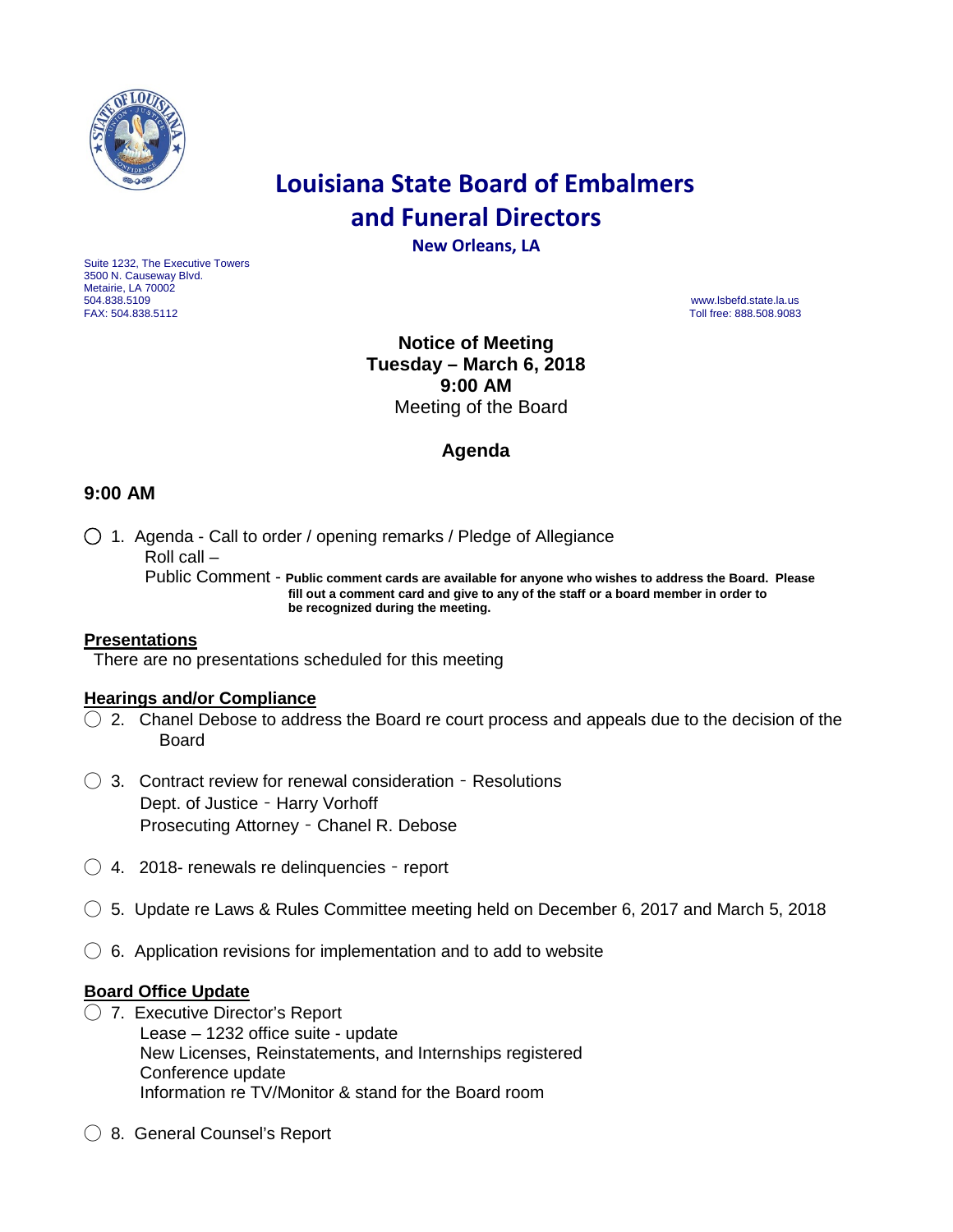# Louisiana State Board of Embalmers and Funeral Directors

**New Orleans, LA**

Suite 1232, The Executive Towers
3500 N. Causeway Blvd.
Metairie, LA 70002
504.838.5109
FAX: 504.838.5112

www.lsbefd.state.la.us
Toll free: 888.508.9083

**Notice of Meeting**
**Tuesday – March 6, 2018**
**9:00 AM**
Meeting of the Board

## Agenda

### 9:00 AM

◯ 1. Agenda - Call to order / opening remarks / Pledge of Allegiance
Roll call –
Public Comment - **Public comment cards are available for anyone who wishes to address the Board. Please fill out a comment card and give to any of the staff or a board member in order to be recognized during the meeting.**

**Presentations**

There are no presentations scheduled for this meeting

**Hearings and/or Compliance**

◯ 2. Chanel Debose to address the Board re court process and appeals due to the decision of the Board

◯ 3. Contract review for renewal consideration - Resolutions
Dept. of Justice - Harry Vorhoff
Prosecuting Attorney - Chanel R. Debose

◯ 4. 2018- renewals re delinquencies - report

◯ 5. Update re Laws & Rules Committee meeting held on December 6, 2017 and March 5, 2018

◯ 6. Application revisions for implementation and to add to website

**Board Office Update**

◯ 7. Executive Director's Report
Lease – 1232 office suite - update
New Licenses, Reinstatements, and Internships registered
Conference update
Information re TV/Monitor & stand for the Board room

◯ 8. General Counsel's Report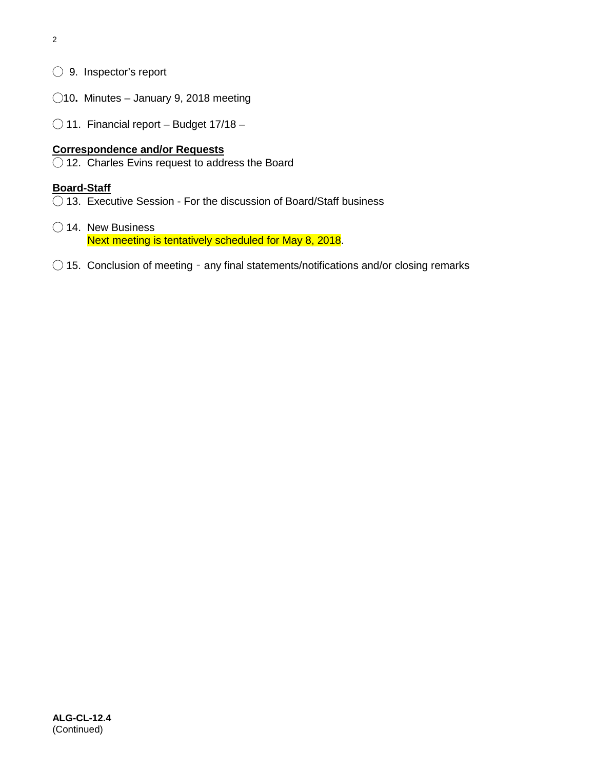◯ 9. Inspector's report

◯10. Minutes – January 9, 2018 meeting

◯ 11. Financial report – Budget 17/18 –

**Correspondence and/or Requests**

◯ 12. Charles Evins request to address the Board

**Board-Staff**

◯ 13. Executive Session - For the discussion of Board/Staff business

◯ 14. New Business
Next meeting is tentatively scheduled for May 8, 2018.

◯ 15. Conclusion of meeting - any final statements/notifications and/or closing remarks

**ALG-CL-12.4**
(Continued)